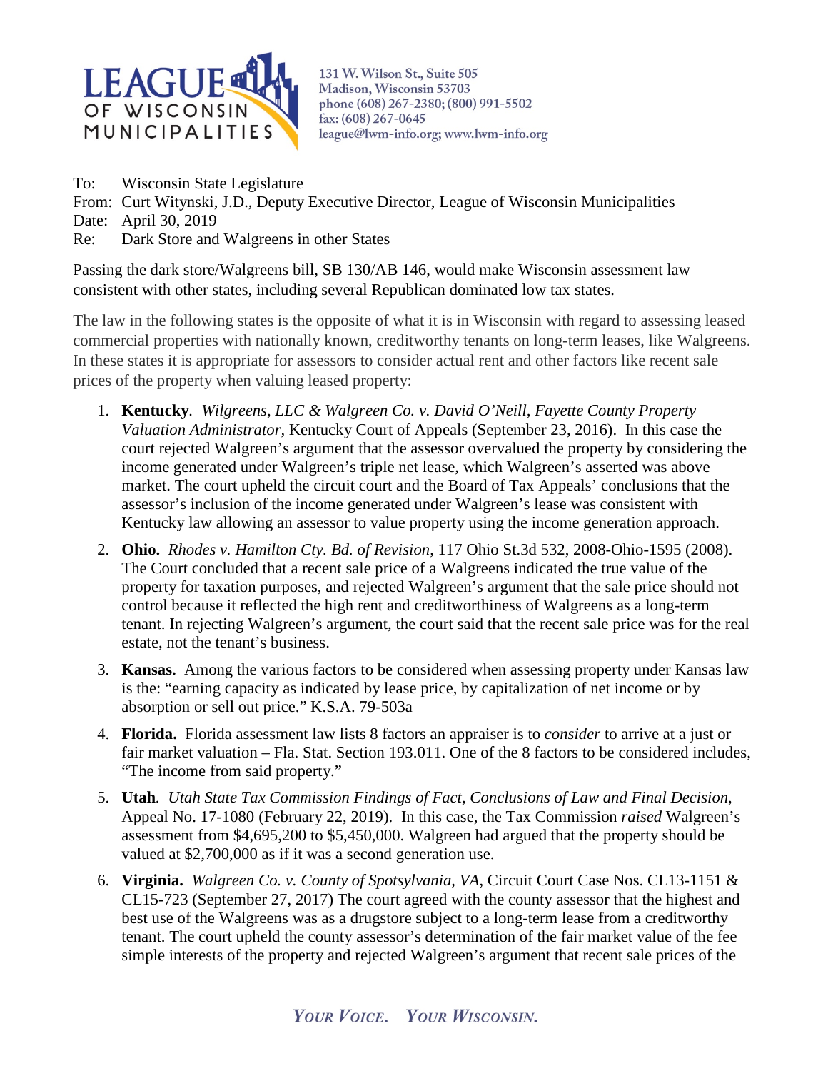131 W. Wilson St., Suite 505
Madison, Wisconsin 53703
phone (608) 267-2380; (800) 991-5502
fax: (608) 267-0645
league@lwm-info.org; www.lwm-info.org

To: Wisconsin State Legislature
From: Curt Witynski, J.D., Deputy Executive Director, League of Wisconsin Municipalities
Date: April 30, 2019
Re: Dark Store and Walgreens in other States

Passing the dark store/Walgreens bill, SB 130/AB 146, would make Wisconsin assessment law consistent with other states, including several Republican dominated low tax states.

The law in the following states is the opposite of what it is in Wisconsin with regard to assessing leased commercial properties with nationally known, creditworthy tenants on long-term leases, like Walgreens. In these states it is appropriate for assessors to consider actual rent and other factors like recent sale prices of the property when valuing leased property:

1. **Kentucky**. *Wilgreens, LLC & Walgreen Co. v. David O'Neill, Fayette County Property Valuation Administrator*, Kentucky Court of Appeals (September 23, 2016). In this case the court rejected Walgreen's argument that the assessor overvalued the property by considering the income generated under Walgreen's triple net lease, which Walgreen's asserted was above market. The court upheld the circuit court and the Board of Tax Appeals' conclusions that the assessor's inclusion of the income generated under Walgreen's lease was consistent with Kentucky law allowing an assessor to value property using the income generation approach.
2. **Ohio.** *Rhodes v. Hamilton Cty. Bd. of Revision*, 117 Ohio St.3d 532, 2008-Ohio-1595 (2008). The Court concluded that a recent sale price of a Walgreens indicated the true value of the property for taxation purposes, and rejected Walgreen's argument that the sale price should not control because it reflected the high rent and creditworthiness of Walgreens as a long-term tenant. In rejecting Walgreen's argument, the court said that the recent sale price was for the real estate, not the tenant's business.
3. **Kansas.** Among the various factors to be considered when assessing property under Kansas law is the: "earning capacity as indicated by lease price, by capitalization of net income or by absorption or sell out price." K.S.A. 79-503a
4. **Florida.** Florida assessment law lists 8 factors an appraiser is to *consider* to arrive at a just or fair market valuation – Fla. Stat. Section 193.011. One of the 8 factors to be considered includes, "The income from said property."
5. **Utah**. *Utah State Tax Commission Findings of Fact, Conclusions of Law and Final Decision*, Appeal No. 17-1080 (February 22, 2019). In this case, the Tax Commission *raised* Walgreen's assessment from $4,695,200 to $5,450,000. Walgreen had argued that the property should be valued at $2,700,000 as if it was a second generation use.
6. **Virginia.** *Walgreen Co. v. County of Spotsylvania, VA*, Circuit Court Case Nos. CL13-1151 & CL15-723 (September 27, 2017) The court agreed with the county assessor that the highest and best use of the Walgreens was as a drugstore subject to a long-term lease from a creditworthy tenant. The court upheld the county assessor's determination of the fair market value of the fee simple interests of the property and rejected Walgreen's argument that recent sale prices of the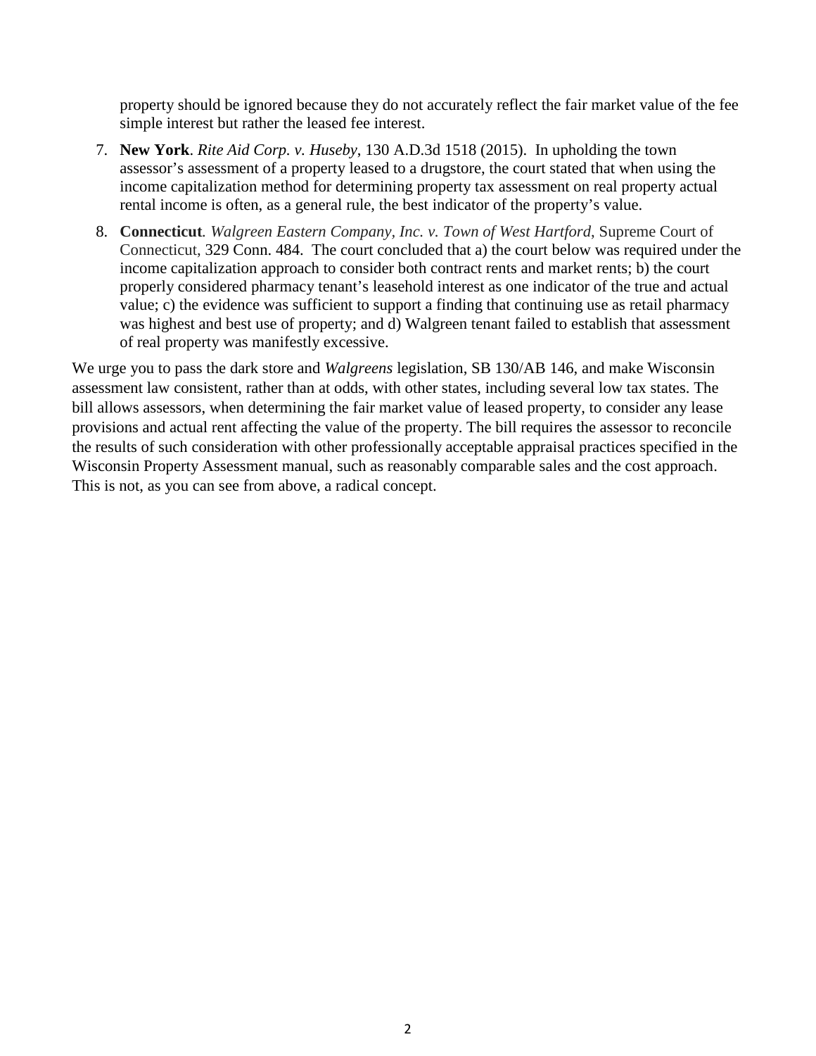property should be ignored because they do not accurately reflect the fair market value of the fee simple interest but rather the leased fee interest.

7. **New York**. *Rite Aid Corp. v. Huseby*, 130 A.D.3d 1518 (2015). In upholding the town assessor's assessment of a property leased to a drugstore, the court stated that when using the income capitalization method for determining property tax assessment on real property actual rental income is often, as a general rule, the best indicator of the property's value.

8. **Connecticut**. *Walgreen Eastern Company, Inc. v. Town of West Hartford*, Supreme Court of Connecticut, 329 Conn. 484. The court concluded that a) the court below was required under the income capitalization approach to consider both contract rents and market rents; b) the court properly considered pharmacy tenant's leasehold interest as one indicator of the true and actual value; c) the evidence was sufficient to support a finding that continuing use as retail pharmacy was highest and best use of property; and d) Walgreen tenant failed to establish that assessment of real property was manifestly excessive.

We urge you to pass the dark store and *Walgreens* legislation, SB 130/AB 146, and make Wisconsin assessment law consistent, rather than at odds, with other states, including several low tax states. The bill allows assessors, when determining the fair market value of leased property, to consider any lease provisions and actual rent affecting the value of the property. The bill requires the assessor to reconcile the results of such consideration with other professionally acceptable appraisal practices specified in the Wisconsin Property Assessment manual, such as reasonably comparable sales and the cost approach. This is not, as you can see from above, a radical concept.